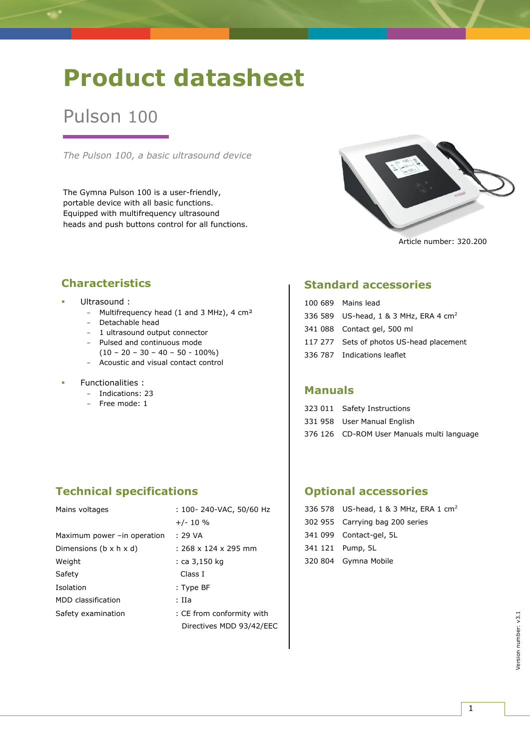# Product datasheet

## Pulson 100

*The Pulson 100, a basic ultrasound device*

The Gymna Pulson 100 is a user-friendly, portable device with all basic functions. Equipped with multifrequency ultrasound heads and push buttons control for all functions.

Article number: 320.200

## Characteristics

- Ultrasound :
  - Multifrequency head (1 and 3 MHz), 4 cm²
  - Detachable head
  - 1 ultrasound output connector
  - Pulsed and continuous mode (10 – 20 – 30 – 40 – 50 - 100%)
  - Acoustic and visual contact control
- Functionalities :
  - Indications: 23
  - Free mode: 1

## Technical specifications

| | |
|---|---|
| Mains voltages | : 100- 240-VAC, 50/60 Hz +/- 10 % |
| Maximum power –in operation | : 29 VA |
| Dimensions (b x h x d) | : 268 x 124 x 295 mm |
| Weight | : ca 3,150 kg |
| Safety | Class I |
| Isolation | : Type BF |
| MDD classification | : IIa |
| Safety examination | : CE from conformity with Directives MDD 93/42/EEC |

## Standard accessories

| | |
|---|---|
| 100 689 | Mains lead |
| 336 589 | US-head, 1 & 3 MHz, ERA 4 cm² |
| 341 088 | Contact gel, 500 ml |
| 117 277 | Sets of photos US-head placement |
| 336 787 | Indications leaflet |

## Manuals

| | |
|---|---|
| 323 011 | Safety Instructions |
| 331 958 | User Manual English |
| 376 126 | CD-ROM User Manuals multi language |

## Optional accessories

| | |
|---|---|
| 336 578 | US-head, 1 & 3 MHz, ERA 1 cm² |
| 302 955 | Carrying bag 200 series |
| 341 099 | Contact-gel, 5L |
| 341 121 | Pump, 5L |
| 320 804 | Gymna Mobile |

Version number: v3.1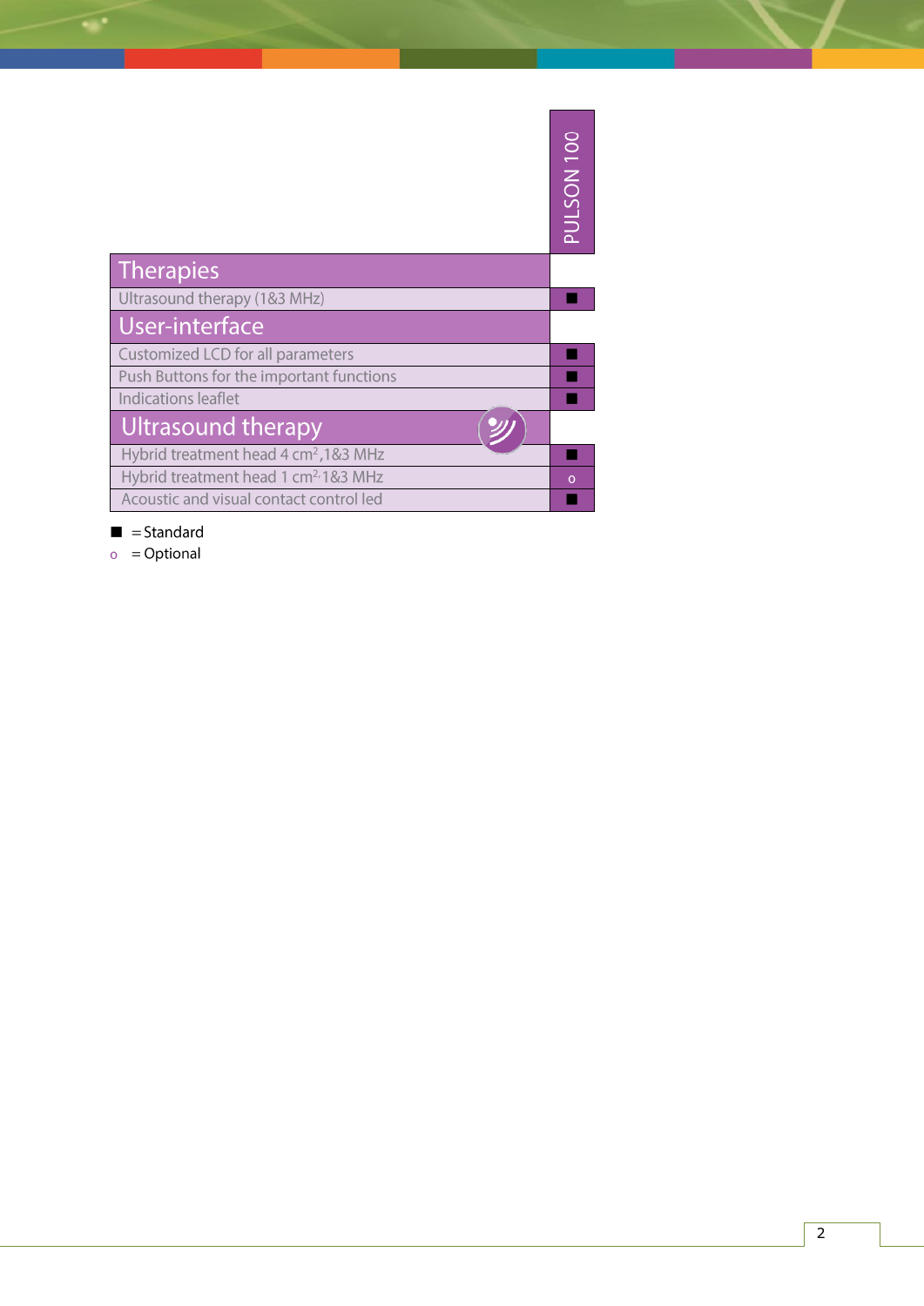| | PULSON 100 |
|---|---|
| **Therapies** | |
| Ultrasound therapy (1&3 MHz) | ■ |
| **User-interface** | |
| Customized LCD for all parameters | ■ |
| Push Buttons for the important functions | ■ |
| Indications leaflet | ■ |
| **Ultrasound therapy** | |
| Hybrid treatment head 4 $cm^2$,1&3 MHz | ■ |
| Hybrid treatment head 1 $cm^2$ 1&3 MHz | o |
| Acoustic and visual contact control led | ■ |

■ = Standard

o = Optional